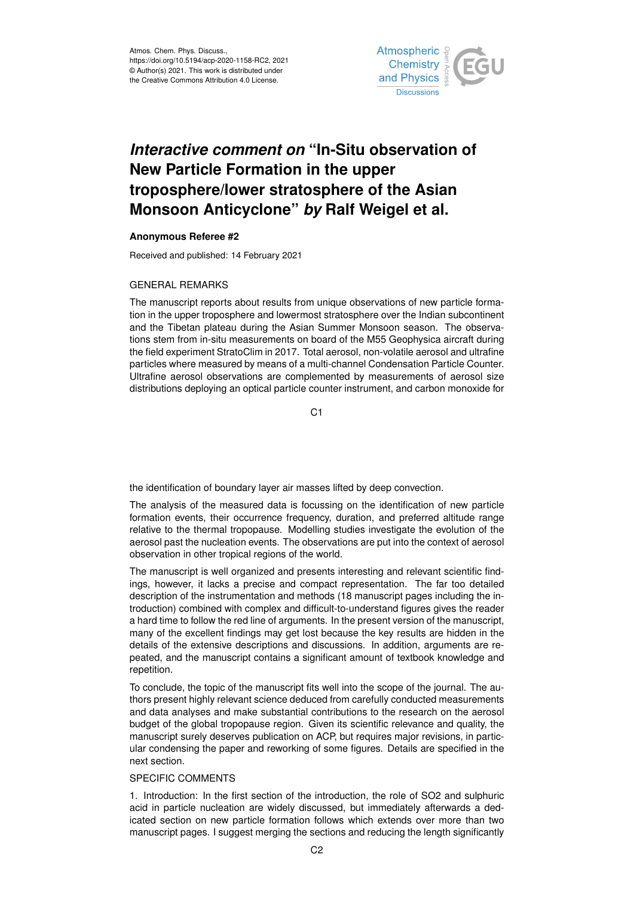Atmos. Chem. Phys. Discuss.,
https://doi.org/10.5194/acp-2020-1158-RC2, 2021
© Author(s) 2021. This work is distributed under
the Creative Commons Attribution 4.0 License.

# *Interactive comment on* "In-Situ observation of New Particle Formation in the upper troposphere/lower stratosphere of the Asian Monsoon Anticyclone" *by* Ralf Weigel et al.

**Anonymous Referee #2**

Received and published: 14 February 2021

GENERAL REMARKS

The manuscript reports about results from unique observations of new particle formation in the upper troposphere and lowermost stratosphere over the Indian subcontinent and the Tibetan plateau during the Asian Summer Monsoon season. The observations stem from in-situ measurements on board of the M55 Geophysica aircraft during the field experiment StratoClim in 2017. Total aerosol, non-volatile aerosol and ultrafine particles where measured by means of a multi-channel Condensation Particle Counter. Ultrafine aerosol observations are complemented by measurements of aerosol size distributions deploying an optical particle counter instrument, and carbon monoxide for the identification of boundary layer air masses lifted by deep convection.

The analysis of the measured data is focussing on the identification of new particle formation events, their occurrence frequency, duration, and preferred altitude range relative to the thermal tropopause. Modelling studies investigate the evolution of the aerosol past the nucleation events. The observations are put into the context of aerosol observation in other tropical regions of the world.

The manuscript is well organized and presents interesting and relevant scientific findings, however, it lacks a precise and compact representation. The far too detailed description of the instrumentation and methods (18 manuscript pages including the introduction) combined with complex and difficult-to-understand figures gives the reader a hard time to follow the red line of arguments. In the present version of the manuscript, many of the excellent findings may get lost because the key results are hidden in the details of the extensive descriptions and discussions. In addition, arguments are repeated, and the manuscript contains a significant amount of textbook knowledge and repetition.

To conclude, the topic of the manuscript fits well into the scope of the journal. The authors present highly relevant science deduced from carefully conducted measurements and data analyses and make substantial contributions to the research on the aerosol budget of the global tropopause region. Given its scientific relevance and quality, the manuscript surely deserves publication on ACP, but requires major revisions, in particular condensing the paper and reworking of some figures. Details are specified in the next section.

SPECIFIC COMMENTS

1. Introduction: In the first section of the introduction, the role of SO2 and sulphuric acid in particle nucleation are widely discussed, but immediately afterwards a dedicated section on new particle formation follows which extends over more than two manuscript pages. I suggest merging the sections and reducing the length significantly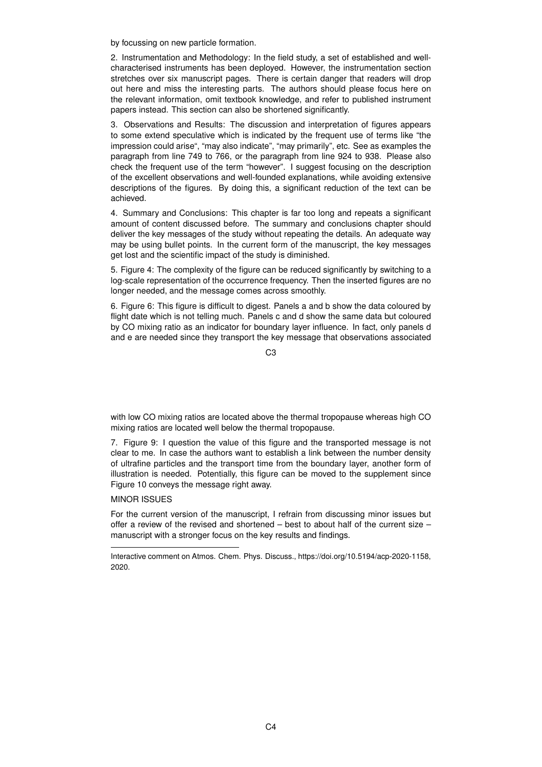by focussing on new particle formation.

2. Instrumentation and Methodology: In the field study, a set of established and well-characterised instruments has been deployed. However, the instrumentation section stretches over six manuscript pages. There is certain danger that readers will drop out here and miss the interesting parts. The authors should please focus here on the relevant information, omit textbook knowledge, and refer to published instrument papers instead. This section can also be shortened significantly.

3. Observations and Results: The discussion and interpretation of figures appears to some extend speculative which is indicated by the frequent use of terms like "the impression could arise", "may also indicate", "may primarily", etc. See as examples the paragraph from line 749 to 766, or the paragraph from line 924 to 938. Please also check the frequent use of the term "however". I suggest focusing on the description of the excellent observations and well-founded explanations, while avoiding extensive descriptions of the figures. By doing this, a significant reduction of the text can be achieved.

4. Summary and Conclusions: This chapter is far too long and repeats a significant amount of content discussed before. The summary and conclusions chapter should deliver the key messages of the study without repeating the details. An adequate way may be using bullet points. In the current form of the manuscript, the key messages get lost and the scientific impact of the study is diminished.

5. Figure 4: The complexity of the figure can be reduced significantly by switching to a log-scale representation of the occurrence frequency. Then the inserted figures are no longer needed, and the message comes across smoothly.

6. Figure 6: This figure is difficult to digest. Panels a and b show the data coloured by flight date which is not telling much. Panels c and d show the same data but coloured by CO mixing ratio as an indicator for boundary layer influence. In fact, only panels d and e are needed since they transport the key message that observations associated with low CO mixing ratios are located above the thermal tropopause whereas high CO mixing ratios are located well below the thermal tropopause.

7. Figure 9: I question the value of this figure and the transported message is not clear to me. In case the authors want to establish a link between the number density of ultrafine particles and the transport time from the boundary layer, another form of illustration is needed. Potentially, this figure can be moved to the supplement since Figure 10 conveys the message right away.

MINOR ISSUES

For the current version of the manuscript, I refrain from discussing minor issues but offer a review of the revised and shortened – best to about half of the current size – manuscript with a stronger focus on the key results and findings.

---

Interactive comment on Atmos. Chem. Phys. Discuss., https://doi.org/10.5194/acp-2020-1158, 2020.